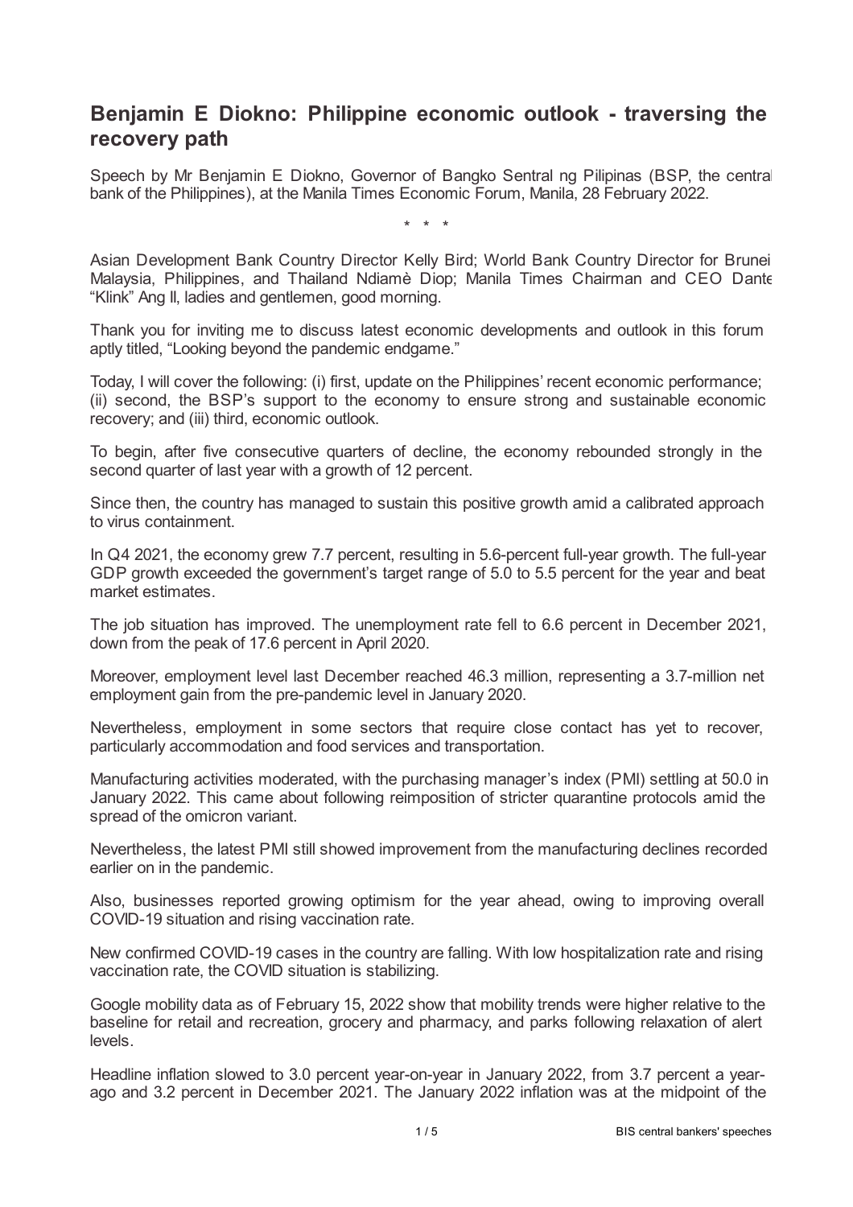# Benjamin E Diokno: Philippine economic outlook - traversing the recovery path

Speech by Mr Benjamin E Diokno, Governor of Bangko Sentral ng Pilipinas (BSP, the central bank of the Philippines), at the Manila Times Economic Forum, Manila, 28 February 2022.

\* \* \*

Asian Development Bank Country Director Kelly Bird; World Bank Country Director for Brunei Malaysia, Philippines, and Thailand Ndiamè Diop; Manila Times Chairman and CEO Dante "Klink" Ang II, ladies and gentlemen, good morning.

Thank you for inviting me to discuss latest economic developments and outlook in this forum aptly titled, "Looking beyond the pandemic endgame."

Today, I will cover the following: (i) first, update on the Philippines' recent economic performance; (ii) second, the BSP's support to the economy to ensure strong and sustainable economic recovery; and (iii) third, economic outlook.

To begin, after five consecutive quarters of decline, the economy rebounded strongly in the second quarter of last year with a growth of 12 percent.

Since then, the country has managed to sustain this positive growth amid a calibrated approach to virus containment.

In Q4 2021, the economy grew 7.7 percent, resulting in 5.6-percent full-year growth. The full-year GDP growth exceeded the government's target range of 5.0 to 5.5 percent for the year and beat market estimates.

The job situation has improved. The unemployment rate fell to 6.6 percent in December 2021, down from the peak of 17.6 percent in April 2020.

Moreover, employment level last December reached 46.3 million, representing a 3.7-million net employment gain from the pre-pandemic level in January 2020.

Nevertheless, employment in some sectors that require close contact has yet to recover, particularly accommodation and food services and transportation.

Manufacturing activities moderated, with the purchasing manager's index (PMI) settling at 50.0 in January 2022. This came about following reimposition of stricter quarantine protocols amid the spread of the omicron variant.

Nevertheless, the latest PMI still showed improvement from the manufacturing declines recorded earlier on in the pandemic.

Also, businesses reported growing optimism for the year ahead, owing to improving overall COVID-19 situation and rising vaccination rate.

New confirmed COVID-19 cases in the country are falling. With low hospitalization rate and rising vaccination rate, the COVID situation is stabilizing.

Google mobility data as of February 15, 2022 show that mobility trends were higher relative to the baseline for retail and recreation, grocery and pharmacy, and parks following relaxation of alert levels.

Headline inflation slowed to 3.0 percent year-on-year in January 2022, from 3.7 percent a year-ago and 3.2 percent in December 2021. The January 2022 inflation was at the midpoint of the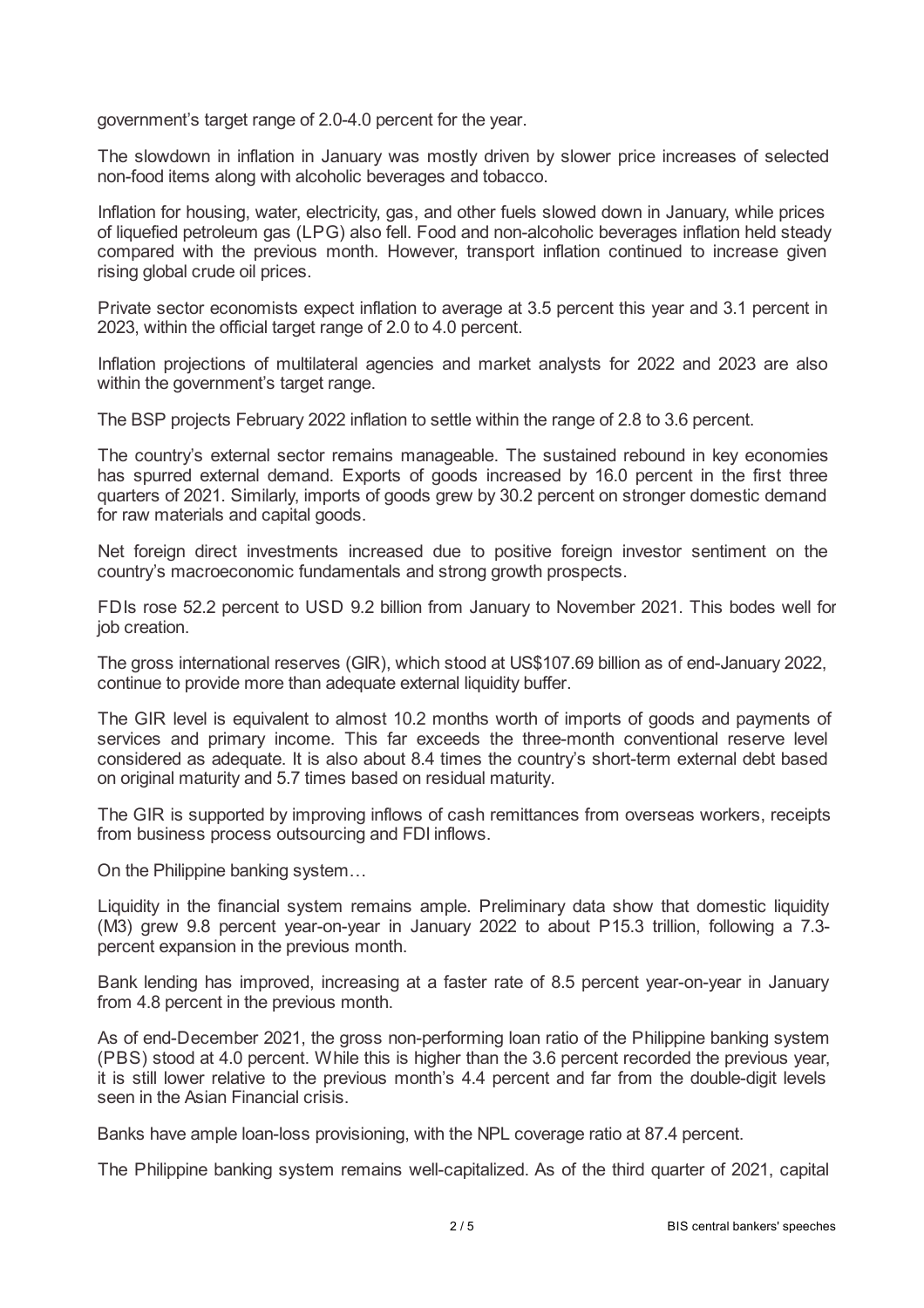government's target range of 2.0-4.0 percent for the year.

The slowdown in inflation in January was mostly driven by slower price increases of selected non-food items along with alcoholic beverages and tobacco.

Inflation for housing, water, electricity, gas, and other fuels slowed down in January, while prices of liquefied petroleum gas (LPG) also fell. Food and non-alcoholic beverages inflation held steady compared with the previous month. However, transport inflation continued to increase given rising global crude oil prices.

Private sector economists expect inflation to average at 3.5 percent this year and 3.1 percent in 2023, within the official target range of 2.0 to 4.0 percent.

Inflation projections of multilateral agencies and market analysts for 2022 and 2023 are also within the government's target range.

The BSP projects February 2022 inflation to settle within the range of 2.8 to 3.6 percent.

The country's external sector remains manageable. The sustained rebound in key economies has spurred external demand. Exports of goods increased by 16.0 percent in the first three quarters of 2021. Similarly, imports of goods grew by 30.2 percent on stronger domestic demand for raw materials and capital goods.

Net foreign direct investments increased due to positive foreign investor sentiment on the country's macroeconomic fundamentals and strong growth prospects.

FDIs rose 52.2 percent to USD 9.2 billion from January to November 2021. This bodes well for job creation.

The gross international reserves (GIR), which stood at US$107.69 billion as of end-January 2022, continue to provide more than adequate external liquidity buffer.

The GIR level is equivalent to almost 10.2 months worth of imports of goods and payments of services and primary income. This far exceeds the three-month conventional reserve level considered as adequate. It is also about 8.4 times the country's short-term external debt based on original maturity and 5.7 times based on residual maturity.

The GIR is supported by improving inflows of cash remittances from overseas workers, receipts from business process outsourcing and FDI inflows.

On the Philippine banking system…

Liquidity in the financial system remains ample. Preliminary data show that domestic liquidity (M3) grew 9.8 percent year-on-year in January 2022 to about P15.3 trillion, following a 7.3-percent expansion in the previous month.

Bank lending has improved, increasing at a faster rate of 8.5 percent year-on-year in January from 4.8 percent in the previous month.

As of end-December 2021, the gross non-performing loan ratio of the Philippine banking system (PBS) stood at 4.0 percent. While this is higher than the 3.6 percent recorded the previous year, it is still lower relative to the previous month's 4.4 percent and far from the double-digit levels seen in the Asian Financial crisis.

Banks have ample loan-loss provisioning, with the NPL coverage ratio at 87.4 percent.

The Philippine banking system remains well-capitalized. As of the third quarter of 2021, capital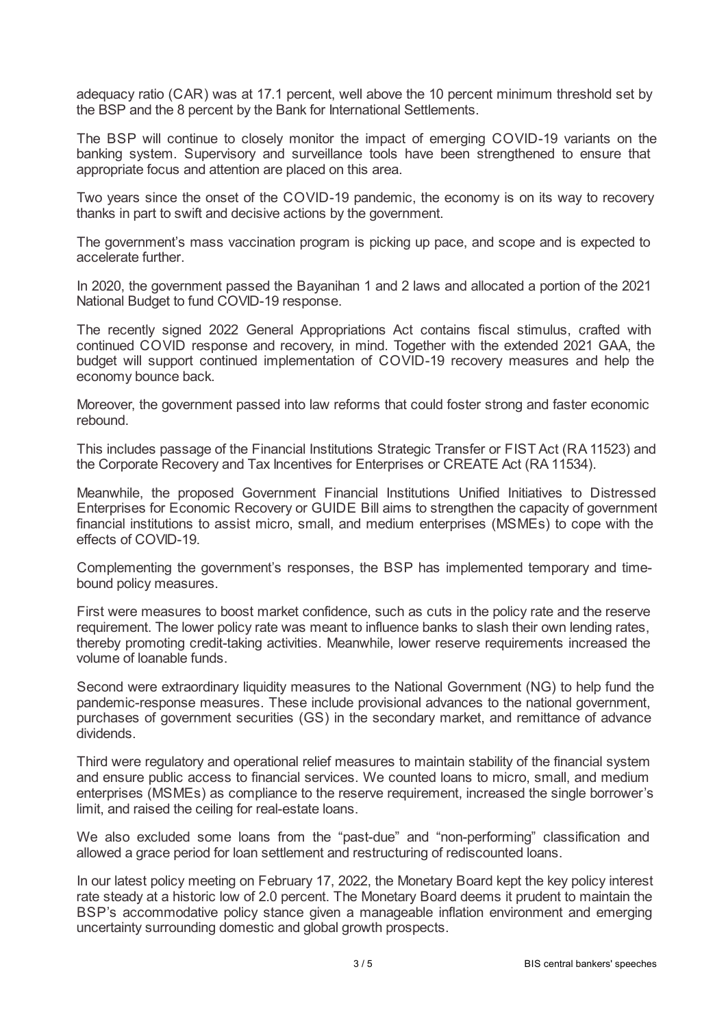adequacy ratio (CAR) was at 17.1 percent, well above the 10 percent minimum threshold set by the BSP and the 8 percent by the Bank for International Settlements.

The BSP will continue to closely monitor the impact of emerging COVID-19 variants on the banking system. Supervisory and surveillance tools have been strengthened to ensure that appropriate focus and attention are placed on this area.

Two years since the onset of the COVID-19 pandemic, the economy is on its way to recovery thanks in part to swift and decisive actions by the government.

The government's mass vaccination program is picking up pace, and scope and is expected to accelerate further.

In 2020, the government passed the Bayanihan 1 and 2 laws and allocated a portion of the 2021 National Budget to fund COVID-19 response.

The recently signed 2022 General Appropriations Act contains fiscal stimulus, crafted with continued COVID response and recovery, in mind. Together with the extended 2021 GAA, the budget will support continued implementation of COVID-19 recovery measures and help the economy bounce back.

Moreover, the government passed into law reforms that could foster strong and faster economic rebound.

This includes passage of the Financial Institutions Strategic Transfer or FIST Act (RA 11523) and the Corporate Recovery and Tax Incentives for Enterprises or CREATE Act (RA 11534).

Meanwhile, the proposed Government Financial Institutions Unified Initiatives to Distressed Enterprises for Economic Recovery or GUIDE Bill aims to strengthen the capacity of government financial institutions to assist micro, small, and medium enterprises (MSMEs) to cope with the effects of COVID-19.

Complementing the government's responses, the BSP has implemented temporary and time-bound policy measures.

First were measures to boost market confidence, such as cuts in the policy rate and the reserve requirement. The lower policy rate was meant to influence banks to slash their own lending rates, thereby promoting credit-taking activities. Meanwhile, lower reserve requirements increased the volume of loanable funds.

Second were extraordinary liquidity measures to the National Government (NG) to help fund the pandemic-response measures. These include provisional advances to the national government, purchases of government securities (GS) in the secondary market, and remittance of advance dividends.

Third were regulatory and operational relief measures to maintain stability of the financial system and ensure public access to financial services. We counted loans to micro, small, and medium enterprises (MSMEs) as compliance to the reserve requirement, increased the single borrower's limit, and raised the ceiling for real-estate loans.

We also excluded some loans from the "past-due" and "non-performing" classification and allowed a grace period for loan settlement and restructuring of rediscounted loans.

In our latest policy meeting on February 17, 2022, the Monetary Board kept the key policy interest rate steady at a historic low of 2.0 percent. The Monetary Board deems it prudent to maintain the BSP's accommodative policy stance given a manageable inflation environment and emerging uncertainty surrounding domestic and global growth prospects.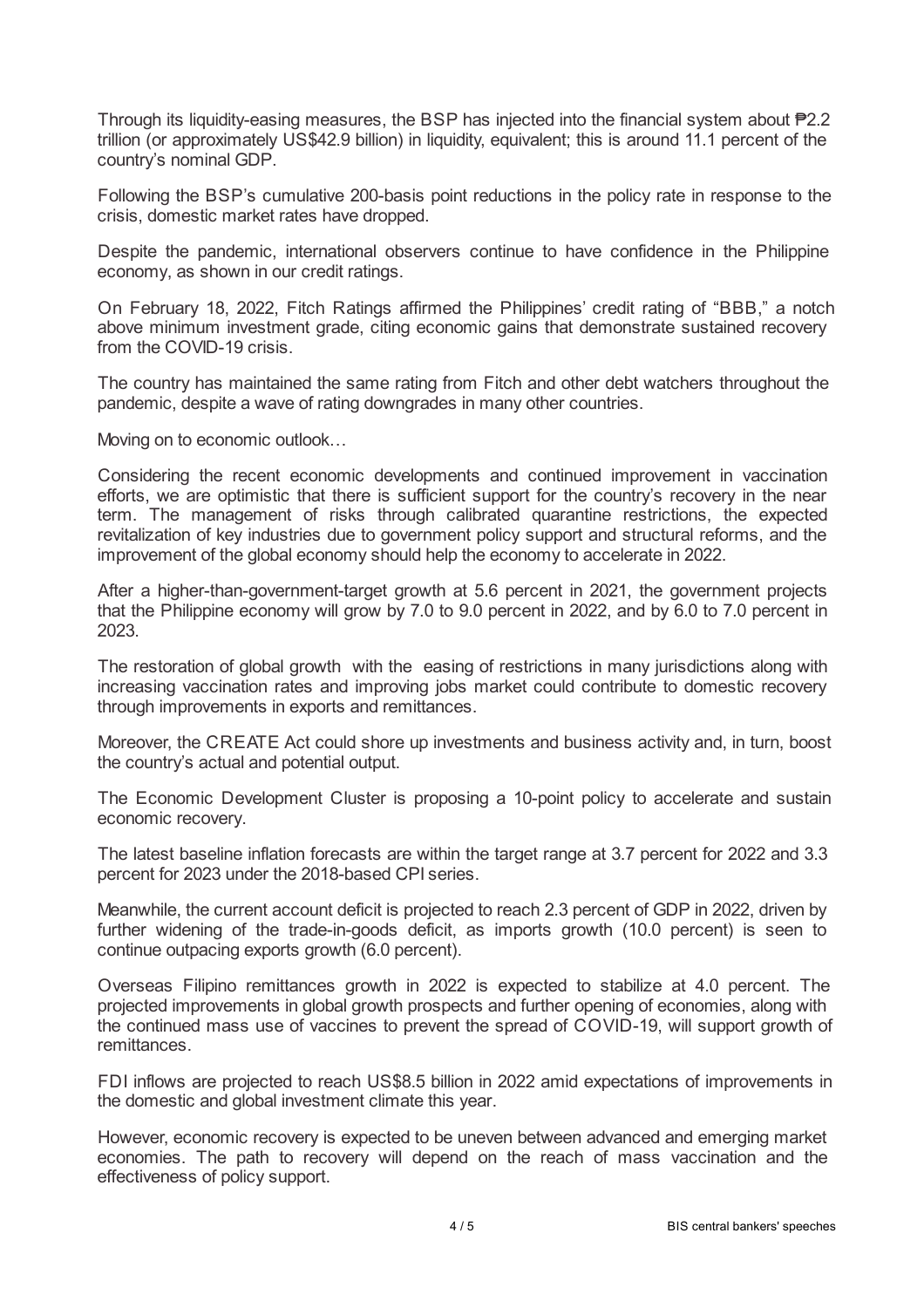Through its liquidity-easing measures, the BSP has injected into the financial system about ₱2.2 trillion (or approximately US$42.9 billion) in liquidity, equivalent; this is around 11.1 percent of the country's nominal GDP.

Following the BSP's cumulative 200-basis point reductions in the policy rate in response to the crisis, domestic market rates have dropped.

Despite the pandemic, international observers continue to have confidence in the Philippine economy, as shown in our credit ratings.

On February 18, 2022, Fitch Ratings affirmed the Philippines' credit rating of "BBB," a notch above minimum investment grade, citing economic gains that demonstrate sustained recovery from the COVID-19 crisis.

The country has maintained the same rating from Fitch and other debt watchers throughout the pandemic, despite a wave of rating downgrades in many other countries.

Moving on to economic outlook…

Considering the recent economic developments and continued improvement in vaccination efforts, we are optimistic that there is sufficient support for the country's recovery in the near term. The management of risks through calibrated quarantine restrictions, the expected revitalization of key industries due to government policy support and structural reforms, and the improvement of the global economy should help the economy to accelerate in 2022.

After a higher-than-government-target growth at 5.6 percent in 2021, the government projects that the Philippine economy will grow by 7.0 to 9.0 percent in 2022, and by 6.0 to 7.0 percent in 2023.

The restoration of global growth with the easing of restrictions in many jurisdictions along with increasing vaccination rates and improving jobs market could contribute to domestic recovery through improvements in exports and remittances.

Moreover, the CREATE Act could shore up investments and business activity and, in turn, boost the country's actual and potential output.

The Economic Development Cluster is proposing a 10-point policy to accelerate and sustain economic recovery.

The latest baseline inflation forecasts are within the target range at 3.7 percent for 2022 and 3.3 percent for 2023 under the 2018-based CPI series.

Meanwhile, the current account deficit is projected to reach 2.3 percent of GDP in 2022, driven by further widening of the trade-in-goods deficit, as imports growth (10.0 percent) is seen to continue outpacing exports growth (6.0 percent).

Overseas Filipino remittances growth in 2022 is expected to stabilize at 4.0 percent. The projected improvements in global growth prospects and further opening of economies, along with the continued mass use of vaccines to prevent the spread of COVID-19, will support growth of remittances.

FDI inflows are projected to reach US$8.5 billion in 2022 amid expectations of improvements in the domestic and global investment climate this year.

However, economic recovery is expected to be uneven between advanced and emerging market economies. The path to recovery will depend on the reach of mass vaccination and the effectiveness of policy support.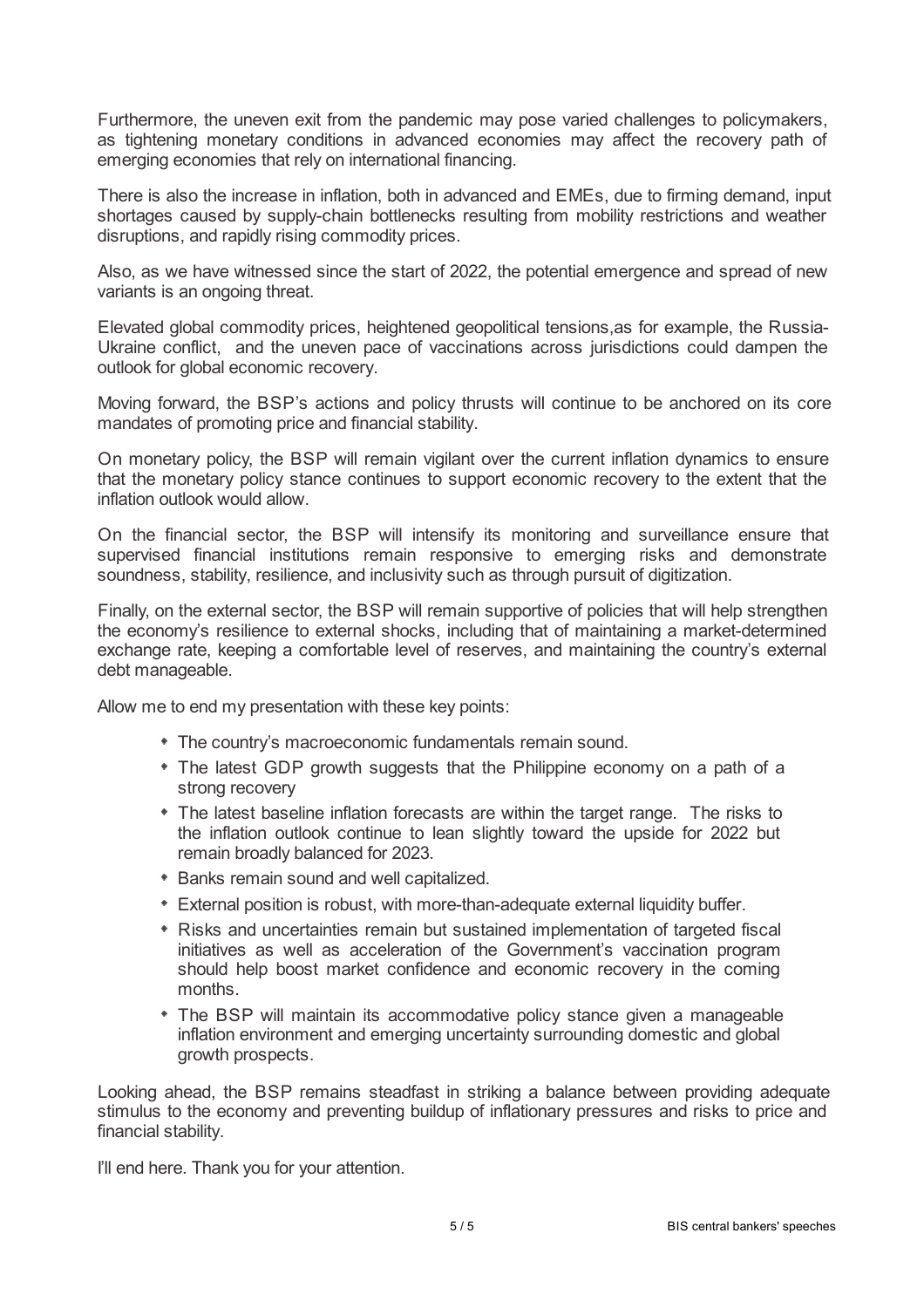Furthermore, the uneven exit from the pandemic may pose varied challenges to policymakers, as tightening monetary conditions in advanced economies may affect the recovery path of emerging economies that rely on international financing.

There is also the increase in inflation, both in advanced and EMEs, due to firming demand, input shortages caused by supply-chain bottlenecks resulting from mobility restrictions and weather disruptions, and rapidly rising commodity prices.

Also, as we have witnessed since the start of 2022, the potential emergence and spread of new variants is an ongoing threat.

Elevated global commodity prices, heightened geopolitical tensions,as for example, the Russia-Ukraine conflict, and the uneven pace of vaccinations across jurisdictions could dampen the outlook for global economic recovery.

Moving forward, the BSP's actions and policy thrusts will continue to be anchored on its core mandates of promoting price and financial stability.

On monetary policy, the BSP will remain vigilant over the current inflation dynamics to ensure that the monetary policy stance continues to support economic recovery to the extent that the inflation outlook would allow.

On the financial sector, the BSP will intensify its monitoring and surveillance ensure that supervised financial institutions remain responsive to emerging risks and demonstrate soundness, stability, resilience, and inclusivity such as through pursuit of digitization.

Finally, on the external sector, the BSP will remain supportive of policies that will help strengthen the economy's resilience to external shocks, including that of maintaining a market-determined exchange rate, keeping a comfortable level of reserves, and maintaining the country's external debt manageable.

Allow me to end my presentation with these key points:

- The country's macroeconomic fundamentals remain sound.
- The latest GDP growth suggests that the Philippine economy on a path of a strong recovery
- The latest baseline inflation forecasts are within the target range. The risks to the inflation outlook continue to lean slightly toward the upside for 2022 but remain broadly balanced for 2023.
- Banks remain sound and well capitalized.
- External position is robust, with more-than-adequate external liquidity buffer.
- Risks and uncertainties remain but sustained implementation of targeted fiscal initiatives as well as acceleration of the Government's vaccination program should help boost market confidence and economic recovery in the coming months.
- The BSP will maintain its accommodative policy stance given a manageable inflation environment and emerging uncertainty surrounding domestic and global growth prospects.

Looking ahead, the BSP remains steadfast in striking a balance between providing adequate stimulus to the economy and preventing buildup of inflationary pressures and risks to price and financial stability.

I'll end here. Thank you for your attention.